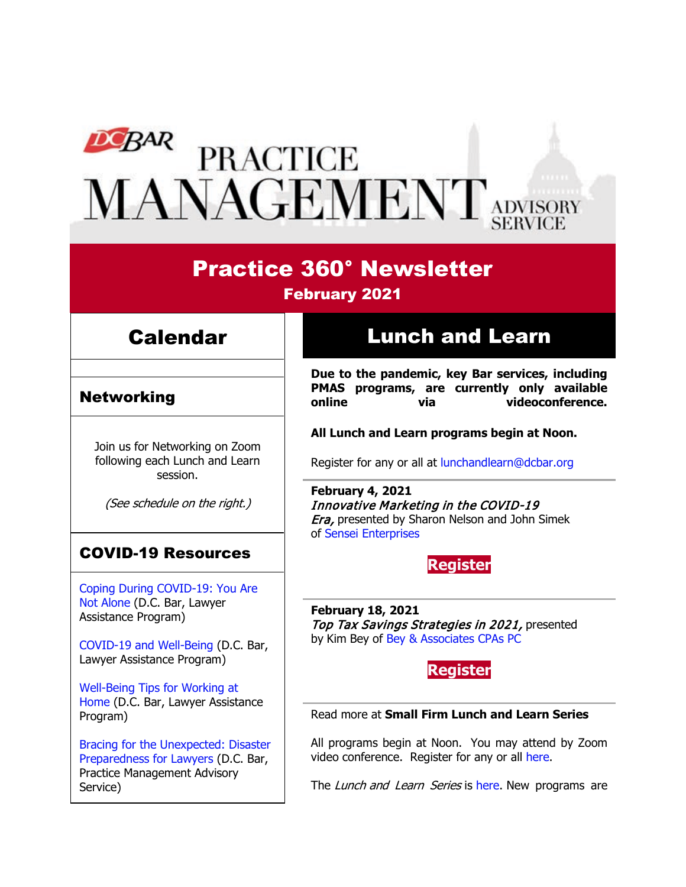# DC BAR PRACTICE MANAGEMENT ADVISORY SERVICE

## Practice 360° Newsletter

**February 2021**

## Lunch and Learn

**Due to the pandemic, key Bar services, including PMAS programs, are currently only available online via videoconference.**

**All Lunch and Learn programs begin at Noon.**

Register for any or all at lunchandlearn@dcbar.org

**February 4, 2021**
*Innovative Marketing in the COVID-19 Era,* presented by Sharon Nelson and John Simek of Sensei Enterprises

**Register**

**February 18, 2021**
*Top Tax Savings Strategies in 2021,* presented by Kim Bey of Bey & Associates CPAs PC

**Register**

Read more at **Small Firm Lunch and Learn Series**

All programs begin at Noon. You may attend by Zoom video conference. Register for any or all here.

The *Lunch and Learn Series* is here. New programs are

## Calendar

### Networking

Join us for Networking on Zoom following each Lunch and Learn session.

*(See schedule on the right.)*

### COVID-19 Resources

Coping During COVID-19: You Are Not Alone (D.C. Bar, Lawyer Assistance Program)

COVID-19 and Well-Being (D.C. Bar, Lawyer Assistance Program)

Well-Being Tips for Working at Home (D.C. Bar, Lawyer Assistance Program)

Bracing for the Unexpected: Disaster Preparedness for Lawyers (D.C. Bar, Practice Management Advisory Service)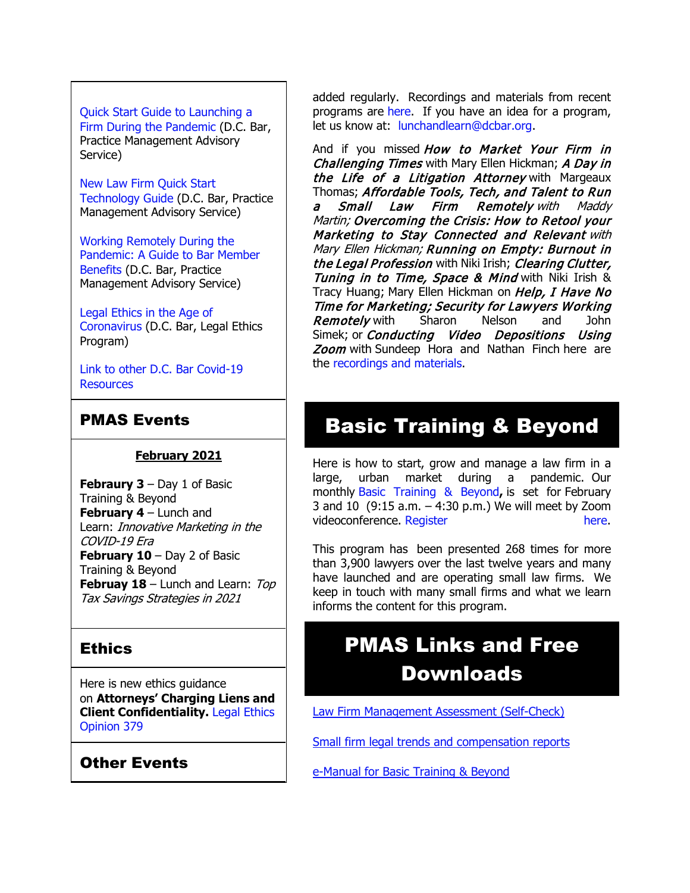Quick Start Guide to Launching a Firm During the Pandemic (D.C. Bar, Practice Management Advisory Service)

New Law Firm Quick Start Technology Guide (D.C. Bar, Practice Management Advisory Service)

Working Remotely During the Pandemic: A Guide to Bar Member Benefits (D.C. Bar, Practice Management Advisory Service)

Legal Ethics in the Age of Coronavirus (D.C. Bar, Legal Ethics Program)

Link to other D.C. Bar Covid-19 Resources

## PMAS Events

**February 2021**

**Febraury 3** – Day 1 of Basic Training & Beyond
**February 4** – Lunch and Learn: *Innovative Marketing in the COVID-19 Era*
**February 10** – Day 2 of Basic Training & Beyond
**Febrauy 18** – Lunch and Learn: *Top Tax Savings Strategies in 2021*

## Ethics

Here is new ethics guidance on **Attorneys' Charging Liens and Client Confidentiality.** Legal Ethics Opinion 379

## Other Events

added regularly. Recordings and materials from recent programs are here. If you have an idea for a program, let us know at: lunchandlearn@dcbar.org.

And if you missed ***How to Market Your Firm in Challenging Times*** with Mary Ellen Hickman; ***A Day in the Life of a Litigation Attorney*** with Margeaux Thomas; ***Affordable Tools, Tech, and Talent to Run a Small Law Firm Remotely*** *with Maddy Martin;* ***Overcoming the Crisis: How to Retool your Marketing to Stay Connected and Relevant*** *with Mary Ellen Hickman;* ***Running on Empty: Burnout in the Legal Profession*** with Niki Irish; ***Clearing Clutter, Tuning in to Time, Space & Mind*** with Niki Irish & Tracy Huang; Mary Ellen Hickman on ***Help, I Have No Time for Marketing; Security for Lawyers Working Remotely*** with Sharon Nelson and John Simek; or ***Conducting Video Depositions Using Zoom*** with Sundeep Hora and Nathan Finch here are the recordings and materials.

## Basic Training & Beyond

Here is how to start, grow and manage a law firm in a large, urban market during a pandemic. Our monthly Basic Training & Beyond**,** is set for February 3 and 10 (9:15 a.m. – 4:30 p.m.) We will meet by Zoom videoconference. Register here.

This program has been presented 268 times for more than 3,900 lawyers over the last twelve years and many have launched and are operating small law firms. We keep in touch with many small firms and what we learn informs the content for this program.

## PMAS Links and Free Downloads

Law Firm Management Assessment (Self-Check)

Small firm legal trends and compensation reports

e-Manual for Basic Training & Beyond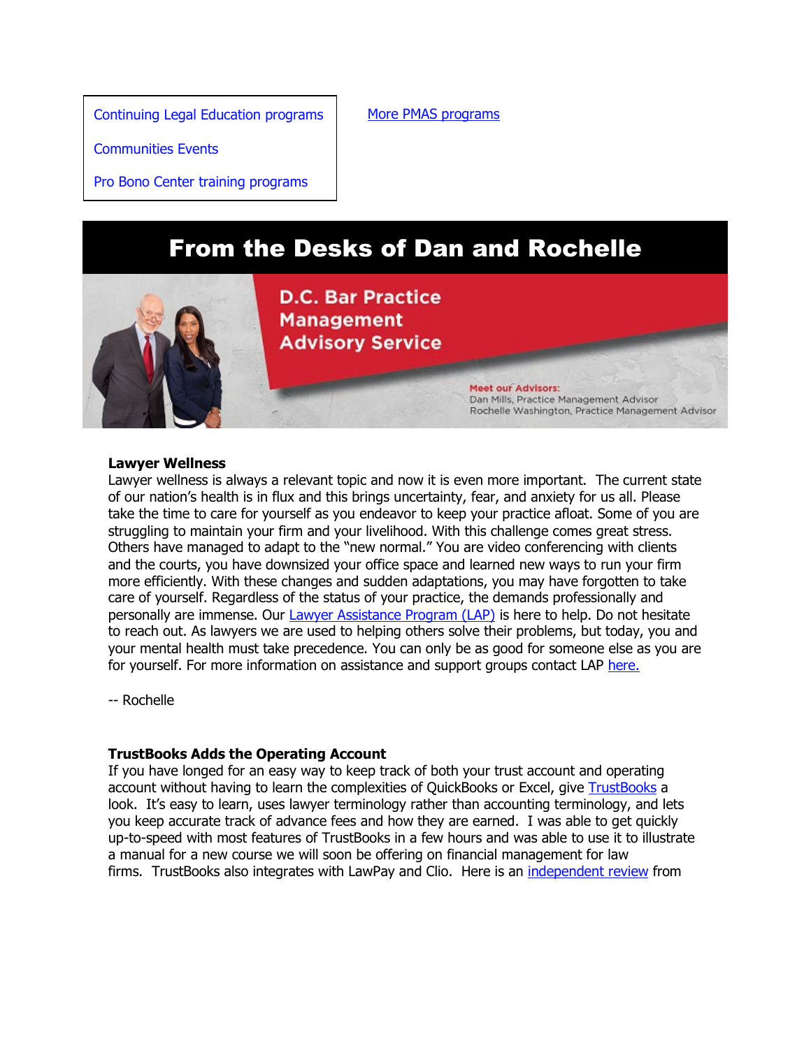Continuing Legal Education programs

Communities Events

Pro Bono Center training programs

More PMAS programs

# From the Desks of Dan and Rochelle

D.C. Bar Practice Management Advisory Service

Meet our Advisors:
Dan Mills, Practice Management Advisor
Rochelle Washington, Practice Management Advisor

**Lawyer Wellness**

Lawyer wellness is always a relevant topic and now it is even more important. The current state of our nation's health is in flux and this brings uncertainty, fear, and anxiety for us all. Please take the time to care for yourself as you endeavor to keep your practice afloat. Some of you are struggling to maintain your firm and your livelihood. With this challenge comes great stress. Others have managed to adapt to the "new normal." You are video conferencing with clients and the courts, you have downsized your office space and learned new ways to run your firm more efficiently. With these changes and sudden adaptations, you may have forgotten to take care of yourself. Regardless of the status of your practice, the demands professionally and personally are immense. Our Lawyer Assistance Program (LAP) is here to help. Do not hesitate to reach out. As lawyers we are used to helping others solve their problems, but today, you and your mental health must take precedence. You can only be as good for someone else as you are for yourself. For more information on assistance and support groups contact LAP here.

-- Rochelle

**TrustBooks Adds the Operating Account**

If you have longed for an easy way to keep track of both your trust account and operating account without having to learn the complexities of QuickBooks or Excel, give TrustBooks a look. It's easy to learn, uses lawyer terminology rather than accounting terminology, and lets you keep accurate track of advance fees and how they are earned. I was able to get quickly up-to-speed with most features of TrustBooks in a few hours and was able to use it to illustrate a manual for a new course we will soon be offering on financial management for law firms. TrustBooks also integrates with LawPay and Clio. Here is an independent review from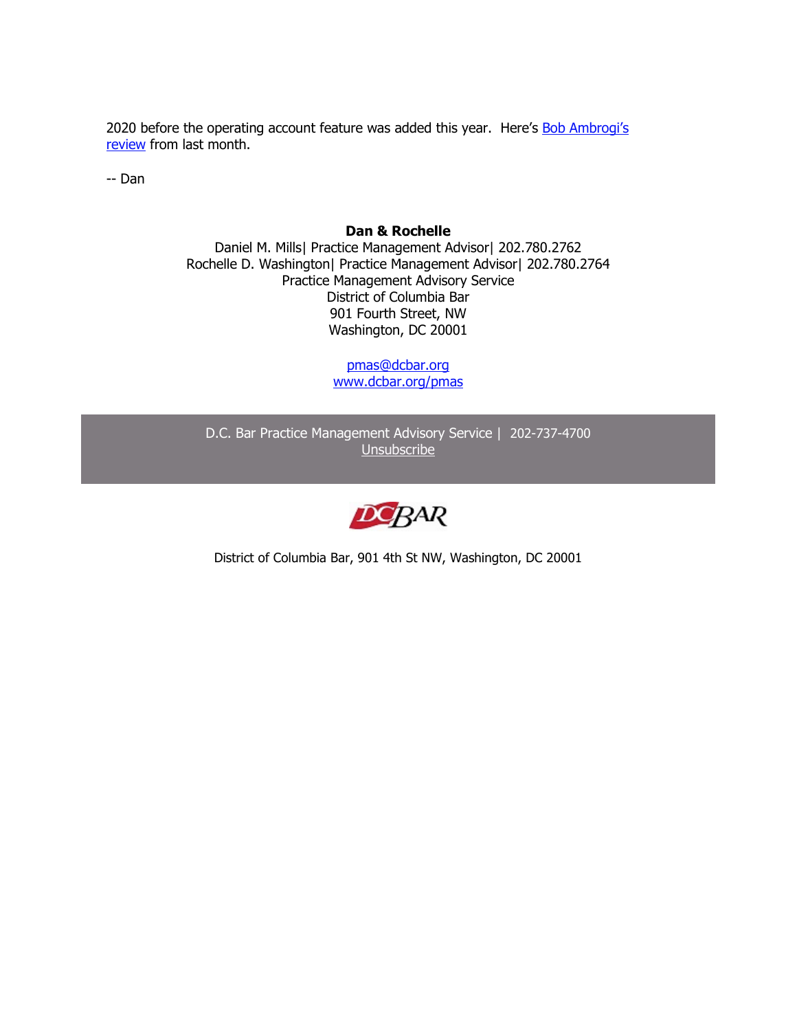2020 before the operating account feature was added this year. Here's Bob Ambrogi's review from last month.

-- Dan

**Dan & Rochelle**
Daniel M. Mills| Practice Management Advisor| 202.780.2762
Rochelle D. Washington| Practice Management Advisor| 202.780.2764
Practice Management Advisory Service
District of Columbia Bar
901 Fourth Street, NW
Washington, DC 20001

pmas@dcbar.org
www.dcbar.org/pmas

D.C. Bar Practice Management Advisory Service | 202-737-4700
Unsubscribe

DCBAR

District of Columbia Bar, 901 4th St NW, Washington, DC 20001